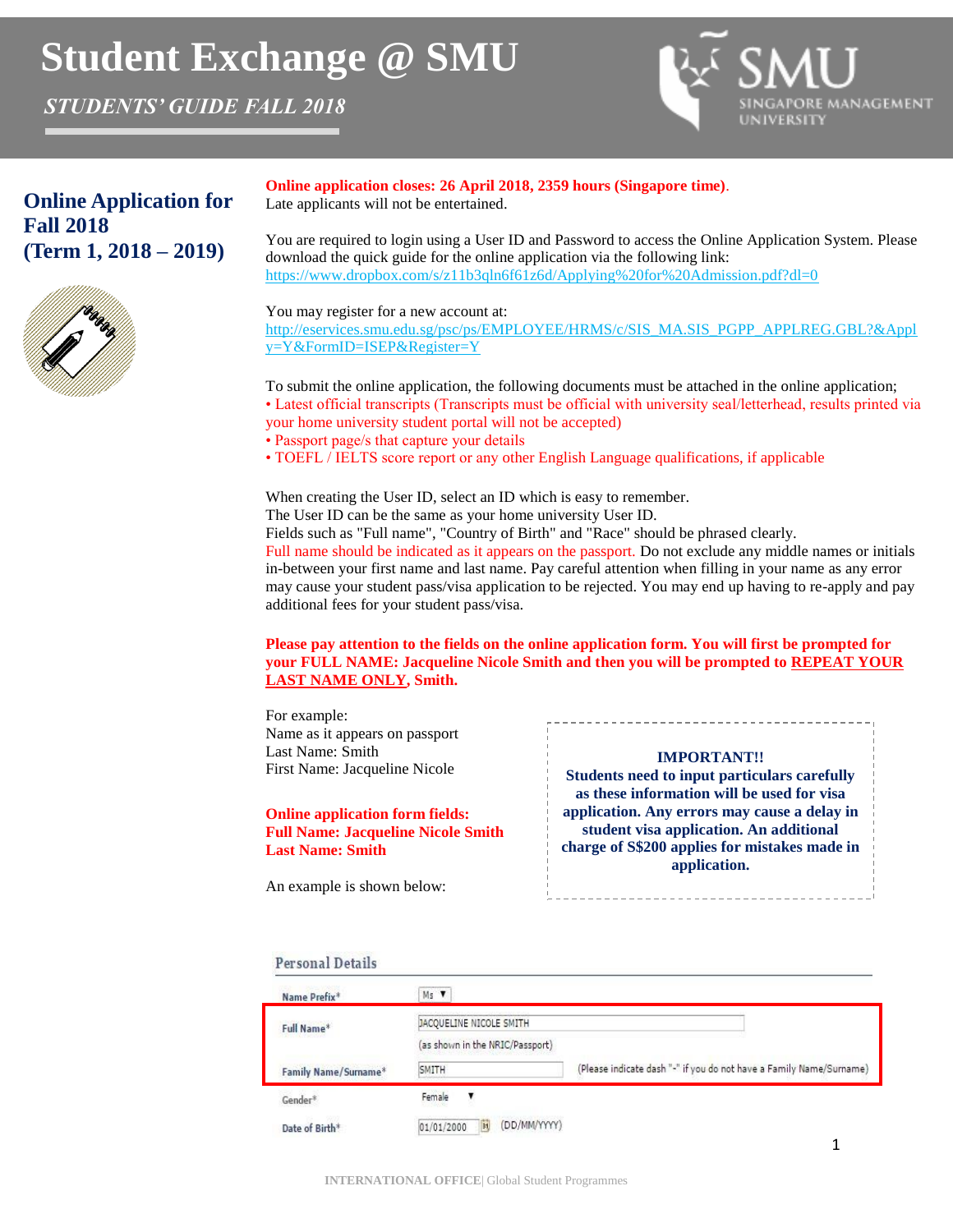# Student Exchange @ SMU

*STUDENTS' GUIDE FALL 2018*

SMU SINGAPORE MANAGEMENT UNIVERSITY

## Online Application for Fall 2018 (Term 1, 2018 – 2019)

**Online application closes: 26 April 2018, 2359 hours (Singapore time).**
Late applicants will not be entertained.

You are required to login using a User ID and Password to access the Online Application System. Please download the quick guide for the online application via the following link:
https://www.dropbox.com/s/z11b3qln6f61z6d/Applying%20for%20Admission.pdf?dl=0

You may register for a new account at:
http://eservices.smu.edu.sg/psc/ps/EMPLOYEE/HRMS/c/SIS_MA.SIS_PGPP_APPLREG.GBL?&Apply=Y&FormID=ISEP&Register=Y

To submit the online application, the following documents must be attached in the online application;

- Latest official transcripts (Transcripts must be official with university seal/letterhead, results printed via your home university student portal will not be accepted)
- Passport page/s that capture your details
- TOEFL / IELTS score report or any other English Language qualifications, if applicable

When creating the User ID, select an ID which is easy to remember.
The User ID can be the same as your home university User ID.
Fields such as "Full name", "Country of Birth" and "Race" should be phrased clearly.
Full name should be indicated as it appears on the passport. Do not exclude any middle names or initials in-between your first name and last name. Pay careful attention when filling in your name as any error may cause your student pass/visa application to be rejected. You may end up having to re-apply and pay additional fees for your student pass/visa.

**Please pay attention to the fields on the online application form. You will first be prompted for your FULL NAME: Jacqueline Nicole Smith and then you will be prompted to REPEAT YOUR LAST NAME ONLY, Smith.**

For example:
Name as it appears on passport
Last Name: Smith
First Name: Jacqueline Nicole

**Online application form fields:**
**Full Name: Jacqueline Nicole Smith**
**Last Name: Smith**

An example is shown below:

> **IMPORTANT!!**
> **Students need to input particulars carefully as these information will be used for visa application. Any errors may cause a delay in student visa application. An additional charge of S$200 applies for mistakes made in application.**

**Personal Details**

| Field | Value | |
|---|---|---|
| Name Prefix* | Ms | |
| Full Name* | JACQUELINE NICOLE SMITH (as shown in the NRIC/Passport) | |
| Family Name/Surname* | SMITH | (Please indicate dash "-" if you do not have a Family Name/Surname) |
| Gender* | Female | |
| Date of Birth* | 01/01/2000 | (DD/MM/YYYY) |

INTERNATIONAL OFFICE| Global Student Programmes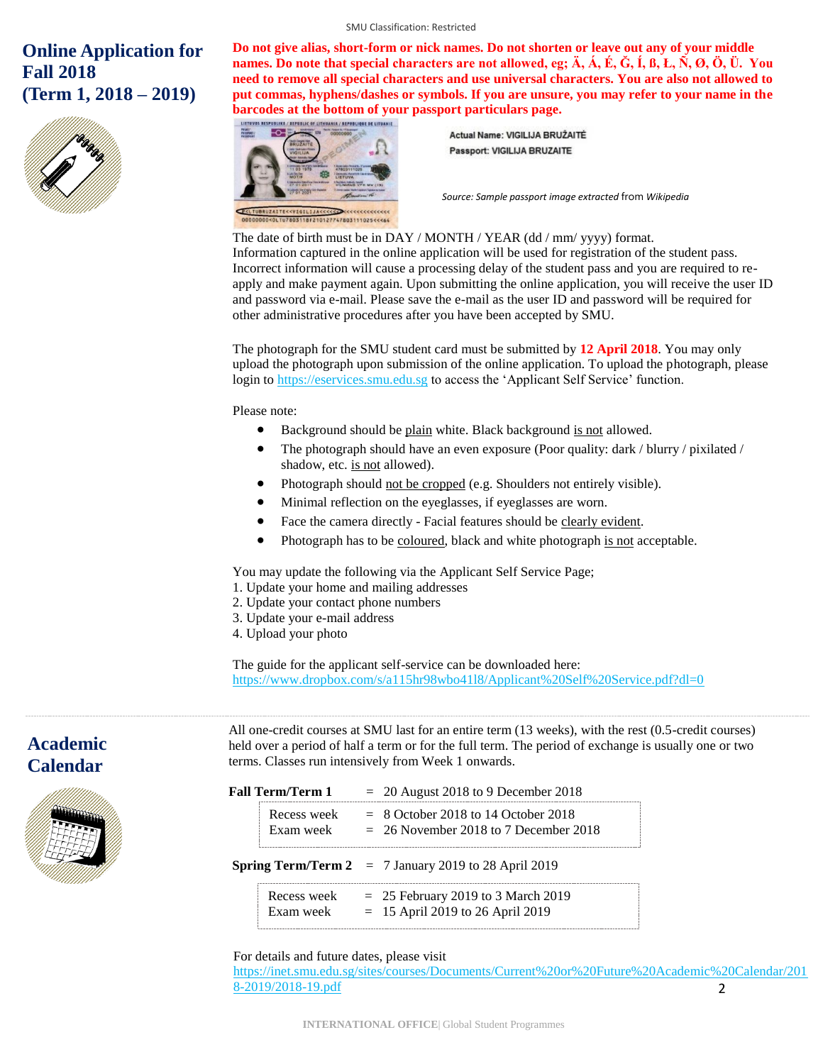# Online Application for Fall 2018 (Term 1, 2018 – 2019)

**Do not give alias, short-form or nick names. Do not shorten or leave out any of your middle names. Do note that special characters are not allowed, eg; Ä, Á, É, Ğ, Í, ß, Ł, Ñ, Ø, Ö, Ü. You need to remove all special characters and use universal characters. You are also not allowed to put commas, hyphens/dashes or symbols. If you are unsure, you may refer to your name in the barcodes at the bottom of your passport particulars page.**

Actual Name: VIGILIJA BRUŽAITĖ
Passport: VIGILIJA BRUZAITE

*Source: Sample passport image extracted* from *Wikipedia*

The date of birth must be in DAY / MONTH / YEAR (dd / mm/ yyyy) format.
Information captured in the online application will be used for registration of the student pass. Incorrect information will cause a processing delay of the student pass and you are required to re-apply and make payment again. Upon submitting the online application, you will receive the user ID and password via e-mail. Please save the e-mail as the user ID and password will be required for other administrative procedures after you have been accepted by SMU.

The photograph for the SMU student card must be submitted by **12 April 2018**. You may only upload the photograph upon submission of the online application. To upload the photograph, please login to https://eservices.smu.edu.sg to access the 'Applicant Self Service' function.

Please note:

- Background should be plain white. Black background is not allowed.
- The photograph should have an even exposure (Poor quality: dark / blurry / pixilated / shadow, etc. is not allowed).
- Photograph should not be cropped (e.g. Shoulders not entirely visible).
- Minimal reflection on the eyeglasses, if eyeglasses are worn.
- Face the camera directly - Facial features should be clearly evident.
- Photograph has to be coloured, black and white photograph is not acceptable.

You may update the following via the Applicant Self Service Page;

1. Update your home and mailing addresses
2. Update your contact phone numbers
3. Update your e-mail address
4. Upload your photo

The guide for the applicant self-service can be downloaded here:
https://www.dropbox.com/s/a115hr98wbo41l8/Applicant%20Self%20Service.pdf?dl=0

# Academic Calendar

All one-credit courses at SMU last for an entire term (13 weeks), with the rest (0.5-credit courses) held over a period of half a term or for the full term. The period of exchange is usually one or two terms. Classes run intensively from Week 1 onwards.

**Fall Term/Term 1** = 20 August 2018 to 9 December 2018

| | | |
|---|---|---|
| Recess week | = | 8 October 2018 to 14 October 2018 |
| Exam week | = | 26 November 2018 to 7 December 2018 |

**Spring Term/Term 2** = 7 January 2019 to 28 April 2019

| | | |
|---|---|---|
| Recess week | = | 25 February 2019 to 3 March 2019 |
| Exam week | = | 15 April 2019 to 26 April 2019 |

For details and future dates, please visit
https://inet.smu.edu.sg/sites/courses/Documents/Current%20or%20Future%20Academic%20Calendar/2018-2019/2018-19.pdf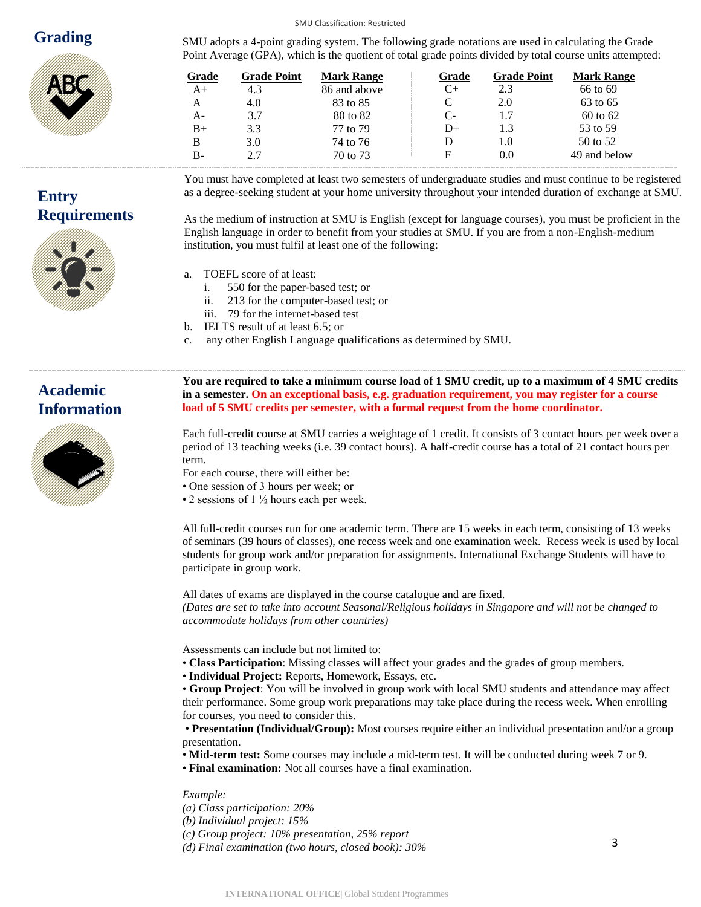## Grading

SMU adopts a 4-point grading system. The following grade notations are used in calculating the Grade Point Average (GPA), which is the quotient of total grade points divided by total course units attempted:

| Grade | Grade Point | Mark Range | Grade | Grade Point | Mark Range |
|---|---|---|---|---|---|
| A+ | 4.3 | 86 and above | C+ | 2.3 | 66 to 69 |
| A | 4.0 | 83 to 85 | C | 2.0 | 63 to 65 |
| A- | 3.7 | 80 to 82 | C- | 1.7 | 60 to 62 |
| B+ | 3.3 | 77 to 79 | D+ | 1.3 | 53 to 59 |
| B | 3.0 | 74 to 76 | D | 1.0 | 50 to 52 |
| B- | 2.7 | 70 to 73 | F | 0.0 | 49 and below |

## Entry Requirements

You must have completed at least two semesters of undergraduate studies and must continue to be registered as a degree-seeking student at your home university throughout your intended duration of exchange at SMU.

As the medium of instruction at SMU is English (except for language courses), you must be proficient in the English language in order to benefit from your studies at SMU. If you are from a non-English-medium institution, you must fulfil at least one of the following:

a. TOEFL score of at least:
   i. 550 for the paper-based test; or
   ii. 213 for the computer-based test; or
   iii. 79 for the internet-based test

b. IELTS result of at least 6.5; or

c. any other English Language qualifications as determined by SMU.

## Academic Information

**You are required to take a minimum course load of 1 SMU credit, up to a maximum of 4 SMU credits in a semester. On an exceptional basis, e.g. graduation requirement, you may register for a course load of 5 SMU credits per semester, with a formal request from the home coordinator.**

Each full-credit course at SMU carries a weightage of 1 credit. It consists of 3 contact hours per week over a period of 13 teaching weeks (i.e. 39 contact hours). A half-credit course has a total of 21 contact hours per term.

For each course, there will either be:

- One session of 3 hours per week; or
- 2 sessions of 1 ½ hours each per week.

All full-credit courses run for one academic term. There are 15 weeks in each term, consisting of 13 weeks of seminars (39 hours of classes), one recess week and one examination week. Recess week is used by local students for group work and/or preparation for assignments. International Exchange Students will have to participate in group work.

All dates of exams are displayed in the course catalogue and are fixed.
*(Dates are set to take into account Seasonal/Religious holidays in Singapore and will not be changed to accommodate holidays from other countries)*

Assessments can include but not limited to:

- **Class Participation**: Missing classes will affect your grades and the grades of group members.
- **Individual Project:** Reports, Homework, Essays, etc.
- **Group Project**: You will be involved in group work with local SMU students and attendance may affect their performance. Some group work preparations may take place during the recess week. When enrolling for courses, you need to consider this.
- **Presentation (Individual/Group):** Most courses require either an individual presentation and/or a group presentation.
- **Mid-term test:** Some courses may include a mid-term test. It will be conducted during week 7 or 9.
- **Final examination:** Not all courses have a final examination.

*Example:*
*(a) Class participation: 20%*
*(b) Individual project: 15%*
*(c) Group project: 10% presentation, 25% report*
*(d) Final examination (two hours, closed book): 30%*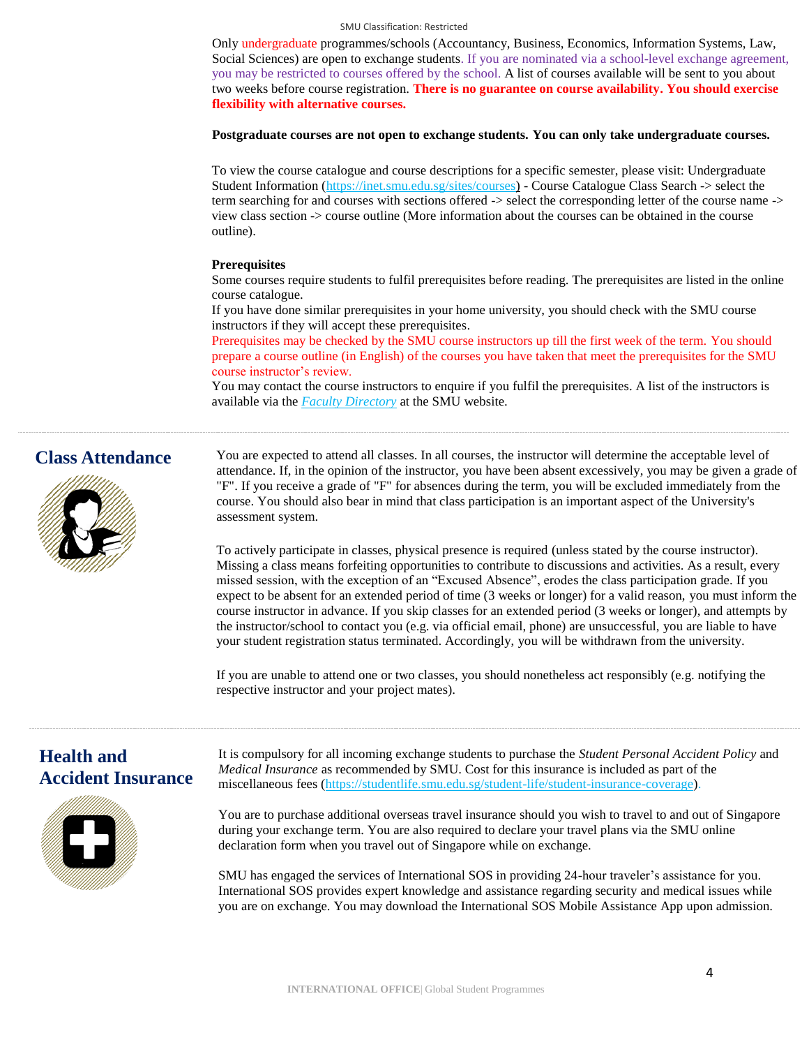Only undergraduate programmes/schools (Accountancy, Business, Economics, Information Systems, Law, Social Sciences) are open to exchange students. If you are nominated via a school-level exchange agreement, you may be restricted to courses offered by the school. A list of courses available will be sent to you about two weeks before course registration. **There is no guarantee on course availability. You should exercise flexibility with alternative courses.**

**Postgraduate courses are not open to exchange students. You can only take undergraduate courses.**

To view the course catalogue and course descriptions for a specific semester, please visit: Undergraduate Student Information (https://inet.smu.edu.sg/sites/courses) - Course Catalogue Class Search -> select the term searching for and courses with sections offered -> select the corresponding letter of the course name -> view class section -> course outline (More information about the courses can be obtained in the course outline).

**Prerequisites**

Some courses require students to fulfil prerequisites before reading. The prerequisites are listed in the online course catalogue.

If you have done similar prerequisites in your home university, you should check with the SMU course instructors if they will accept these prerequisites.

Prerequisites may be checked by the SMU course instructors up till the first week of the term. You should prepare a course outline (in English) of the courses you have taken that meet the prerequisites for the SMU course instructor's review.

You may contact the course instructors to enquire if you fulfil the prerequisites. A list of the instructors is available via the *Faculty Directory* at the SMU website.

## Class Attendance

You are expected to attend all classes. In all courses, the instructor will determine the acceptable level of attendance. If, in the opinion of the instructor, you have been absent excessively, you may be given a grade of "F". If you receive a grade of "F" for absences during the term, you will be excluded immediately from the course. You should also bear in mind that class participation is an important aspect of the University's assessment system.

To actively participate in classes, physical presence is required (unless stated by the course instructor). Missing a class means forfeiting opportunities to contribute to discussions and activities. As a result, every missed session, with the exception of an "Excused Absence", erodes the class participation grade. If you expect to be absent for an extended period of time (3 weeks or longer) for a valid reason, you must inform the course instructor in advance. If you skip classes for an extended period (3 weeks or longer), and attempts by the instructor/school to contact you (e.g. via official email, phone) are unsuccessful, you are liable to have your student registration status terminated. Accordingly, you will be withdrawn from the university.

If you are unable to attend one or two classes, you should nonetheless act responsibly (e.g. notifying the respective instructor and your project mates).

## Health and Accident Insurance

It is compulsory for all incoming exchange students to purchase the *Student Personal Accident Policy* and *Medical Insurance* as recommended by SMU. Cost for this insurance is included as part of the miscellaneous fees (https://studentlife.smu.edu.sg/student-life/student-insurance-coverage).

You are to purchase additional overseas travel insurance should you wish to travel to and out of Singapore during your exchange term. You are also required to declare your travel plans via the SMU online declaration form when you travel out of Singapore while on exchange.

SMU has engaged the services of International SOS in providing 24-hour traveler's assistance for you. International SOS provides expert knowledge and assistance regarding security and medical issues while you are on exchange. You may download the International SOS Mobile Assistance App upon admission.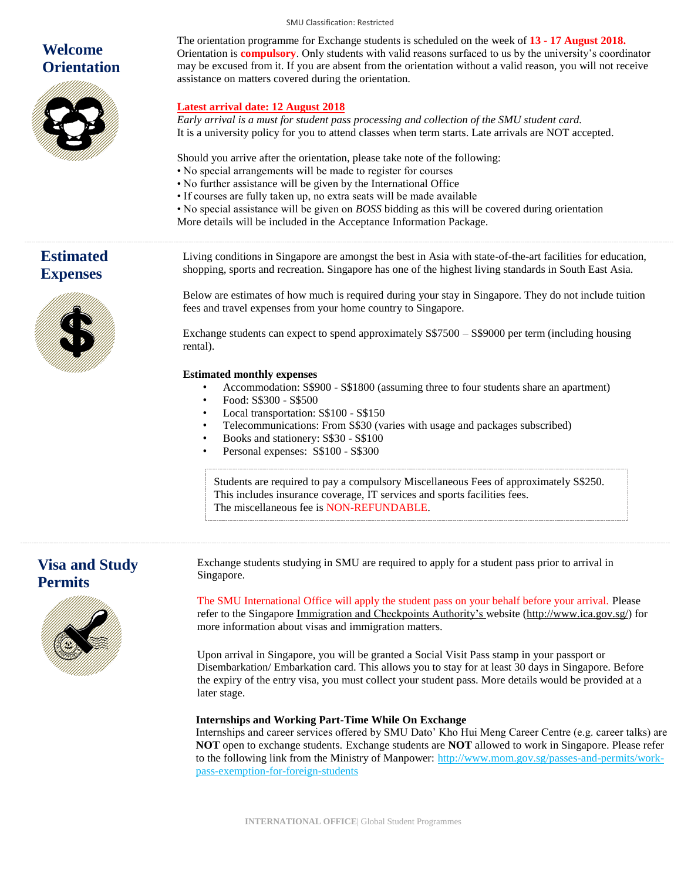## Welcome Orientation

The orientation programme for Exchange students is scheduled on the week of **13 - 17 August 2018.** Orientation is **compulsory**. Only students with valid reasons surfaced to us by the university's coordinator may be excused from it. If you are absent from the orientation without a valid reason, you will not receive assistance on matters covered during the orientation.

**Latest arrival date: 12 August 2018**

*Early arrival is a must for student pass processing and collection of the SMU student card.*
It is a university policy for you to attend classes when term starts. Late arrivals are NOT accepted.

Should you arrive after the orientation, please take note of the following:

- No special arrangements will be made to register for courses
- No further assistance will be given by the International Office
- If courses are fully taken up, no extra seats will be made available
- No special assistance will be given on *BOSS* bidding as this will be covered during orientation

More details will be included in the Acceptance Information Package.

## Estimated Expenses

Living conditions in Singapore are amongst the best in Asia with state-of-the-art facilities for education, shopping, sports and recreation. Singapore has one of the highest living standards in South East Asia.

Below are estimates of how much is required during your stay in Singapore. They do not include tuition fees and travel expenses from your home country to Singapore.

Exchange students can expect to spend approximately S$7500 – S$9000 per term (including housing rental).

**Estimated monthly expenses**

- Accommodation: S$900 - S$1800 (assuming three to four students share an apartment)
- Food: S$300 - S$500
- Local transportation: S$100 - S$150
- Telecommunications: From S$30 (varies with usage and packages subscribed)
- Books and stationery: S$30 - S$100
- Personal expenses: S$100 - S$300

Students are required to pay a compulsory Miscellaneous Fees of approximately S$250.
This includes insurance coverage, IT services and sports facilities fees.
The miscellaneous fee is NON-REFUNDABLE.

## Visa and Study Permits

Exchange students studying in SMU are required to apply for a student pass prior to arrival in Singapore.

The SMU International Office will apply the student pass on your behalf before your arrival. Please refer to the Singapore Immigration and Checkpoints Authority's website (http://www.ica.gov.sg/) for more information about visas and immigration matters.

Upon arrival in Singapore, you will be granted a Social Visit Pass stamp in your passport or Disembarkation/ Embarkation card. This allows you to stay for at least 30 days in Singapore. Before the expiry of the entry visa, you must collect your student pass. More details would be provided at a later stage.

**Internships and Working Part-Time While On Exchange**

Internships and career services offered by SMU Dato' Kho Hui Meng Career Centre (e.g. career talks) are **NOT** open to exchange students. Exchange students are **NOT** allowed to work in Singapore. Please refer to the following link from the Ministry of Manpower: http://www.mom.gov.sg/passes-and-permits/work-pass-exemption-for-foreign-students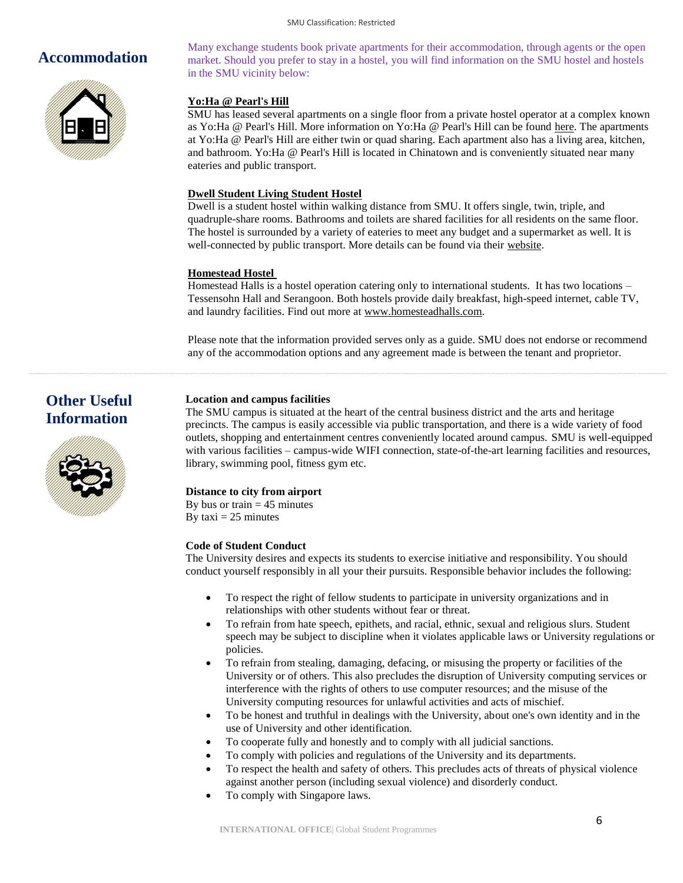## Accommodation

Many exchange students book private apartments for their accommodation, through agents or the open market. Should you prefer to stay in a hostel, you will find information on the SMU hostel and hostels in the SMU vicinity below:

**Yo:Ha @ Pearl's Hill**

SMU has leased several apartments on a single floor from a private hostel operator at a complex known as Yo:Ha @ Pearl's Hill. More information on Yo:Ha @ Pearl's Hill can be found here. The apartments at Yo:Ha @ Pearl's Hill are either twin or quad sharing. Each apartment also has a living area, kitchen, and bathroom. Yo:Ha @ Pearl's Hill is located in Chinatown and is conveniently situated near many eateries and public transport.

**Dwell Student Living Student Hostel**

Dwell is a student hostel within walking distance from SMU. It offers single, twin, triple, and quadruple-share rooms. Bathrooms and toilets are shared facilities for all residents on the same floor. The hostel is surrounded by a variety of eateries to meet any budget and a supermarket as well. It is well-connected by public transport. More details can be found via their website.

**Homestead Hostel**

Homestead Halls is a hostel operation catering only to international students. It has two locations – Tessensohn Hall and Serangoon. Both hostels provide daily breakfast, high-speed internet, cable TV, and laundry facilities. Find out more at www.homesteadhalls.com.

Please note that the information provided serves only as a guide. SMU does not endorse or recommend any of the accommodation options and any agreement made is between the tenant and proprietor.

## Other Useful Information

**Location and campus facilities**

The SMU campus is situated at the heart of the central business district and the arts and heritage precincts. The campus is easily accessible via public transportation, and there is a wide variety of food outlets, shopping and entertainment centres conveniently located around campus. SMU is well-equipped with various facilities – campus-wide WIFI connection, state-of-the-art learning facilities and resources, library, swimming pool, fitness gym etc.

**Distance to city from airport**

By bus or train = 45 minutes
By taxi = 25 minutes

**Code of Student Conduct**

The University desires and expects its students to exercise initiative and responsibility. You should conduct yourself responsibly in all your their pursuits. Responsible behavior includes the following:

- To respect the right of fellow students to participate in university organizations and in relationships with other students without fear or threat.
- To refrain from hate speech, epithets, and racial, ethnic, sexual and religious slurs. Student speech may be subject to discipline when it violates applicable laws or University regulations or policies.
- To refrain from stealing, damaging, defacing, or misusing the property or facilities of the University or of others. This also precludes the disruption of University computing services or interference with the rights of others to use computer resources; and the misuse of the University computing resources for unlawful activities and acts of mischief.
- To be honest and truthful in dealings with the University, about one's own identity and in the use of University and other identification.
- To cooperate fully and honestly and to comply with all judicial sanctions.
- To comply with policies and regulations of the University and its departments.
- To respect the health and safety of others. This precludes acts of threats of physical violence against another person (including sexual violence) and disorderly conduct.
- To comply with Singapore laws.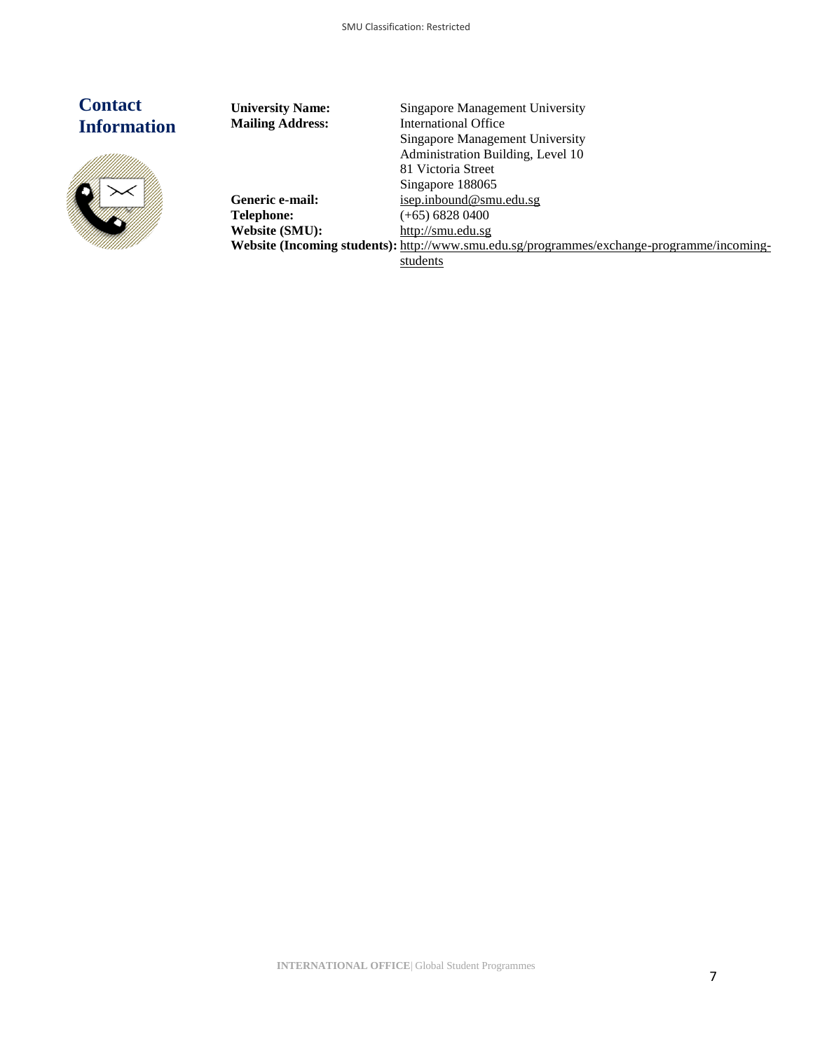## Contact Information

| | |
|---|---|
| **University Name:** | Singapore Management University |
| **Mailing Address:** | International Office<br>Singapore Management University<br>Administration Building, Level 10<br>81 Victoria Street<br>Singapore 188065 |
| **Generic e-mail:** | isep.inbound@smu.edu.sg |
| **Telephone:** | (+65) 6828 0400 |
| **Website (SMU):** | http://smu.edu.sg |
| **Website (Incoming students):** | http://www.smu.edu.sg/programmes/exchange-programme/incoming-students |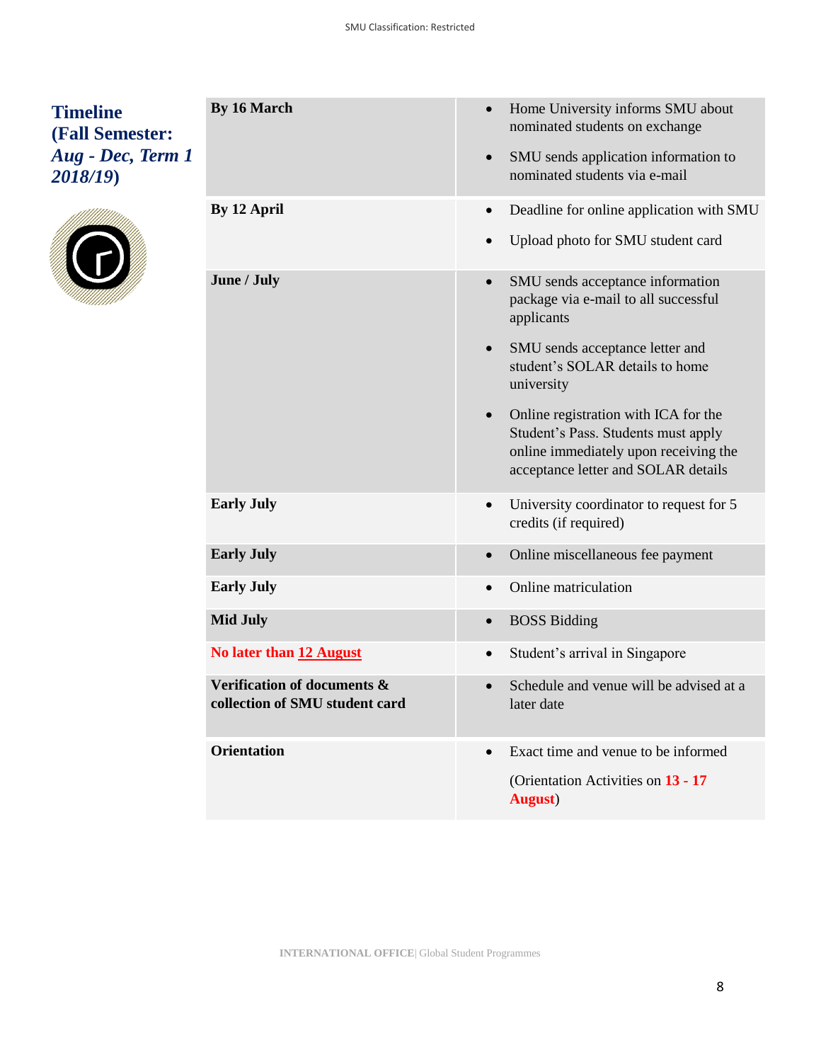## Timeline (Fall Semester: *Aug - Dec, Term 1 2018/19*)

| | |
|---|---|
| **By 16 March** | • Home University informs SMU about nominated students on exchange<br>• SMU sends application information to nominated students via e-mail |
| **By 12 April** | • Deadline for online application with SMU<br>• Upload photo for SMU student card |
| **June / July** | • SMU sends acceptance information package via e-mail to all successful applicants<br>• SMU sends acceptance letter and student's SOLAR details to home university<br>• Online registration with ICA for the Student's Pass. Students must apply online immediately upon receiving the acceptance letter and SOLAR details |
| **Early July** | • University coordinator to request for 5 credits (if required) |
| **Early July** | • Online miscellaneous fee payment |
| **Early July** | • Online matriculation |
| **Mid July** | • BOSS Bidding |
| **No later than 12 August** | • Student's arrival in Singapore |
| **Verification of documents & collection of SMU student card** | • Schedule and venue will be advised at a later date |
| **Orientation** | • Exact time and venue to be informed<br>(Orientation Activities on **13 - 17 August**) |

**INTERNATIONAL OFFICE**| Global Student Programmes